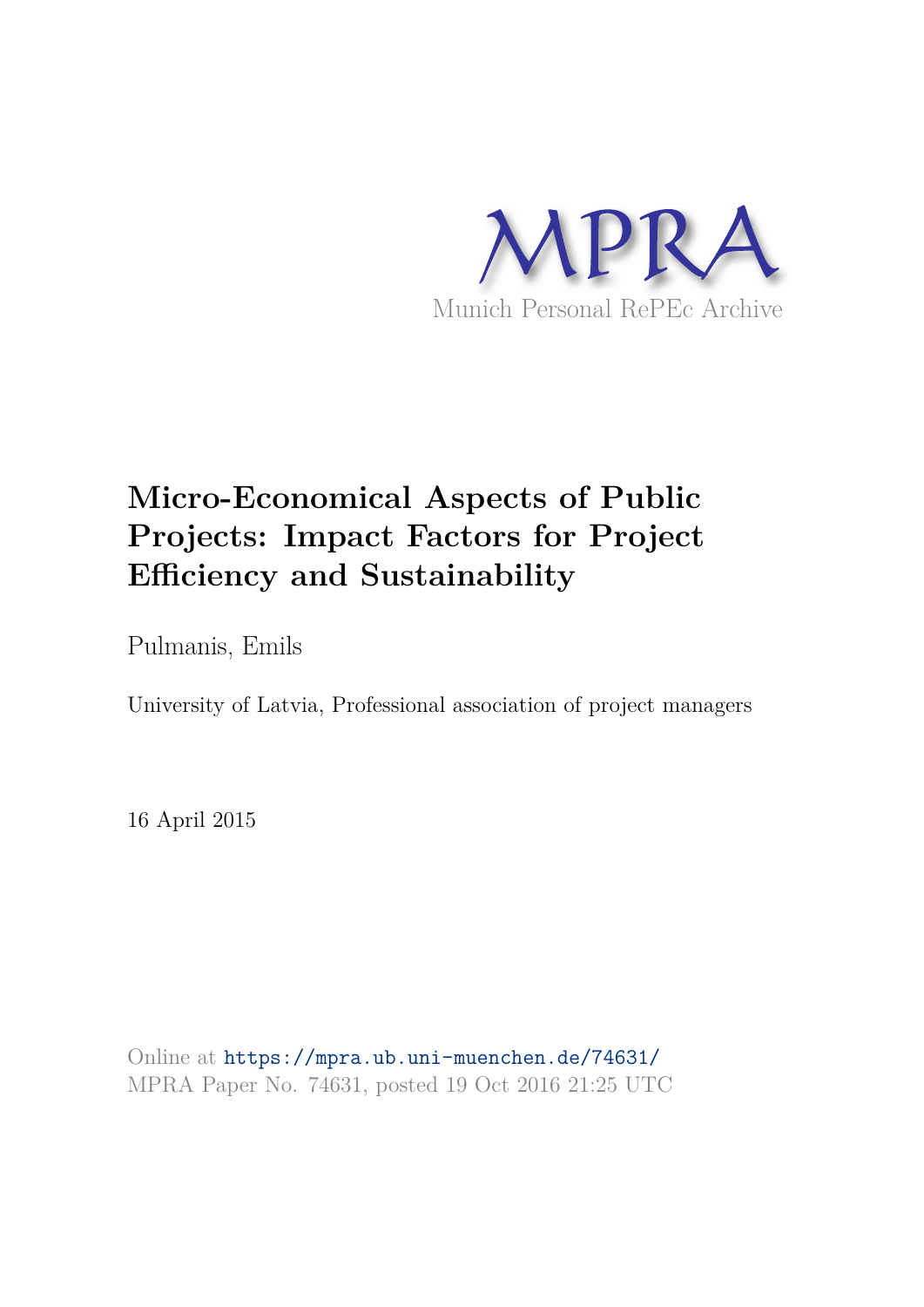MPRA

Munich Personal RePEc Archive

# Micro-Economical Aspects of Public Projects: Impact Factors for Project Efficiency and Sustainability

Pulmanis, Emils

University of Latvia, Professional association of project managers

16 April 2015

Online at https://mpra.ub.uni-muenchen.de/74631/
MPRA Paper No. 74631, posted 19 Oct 2016 21:25 UTC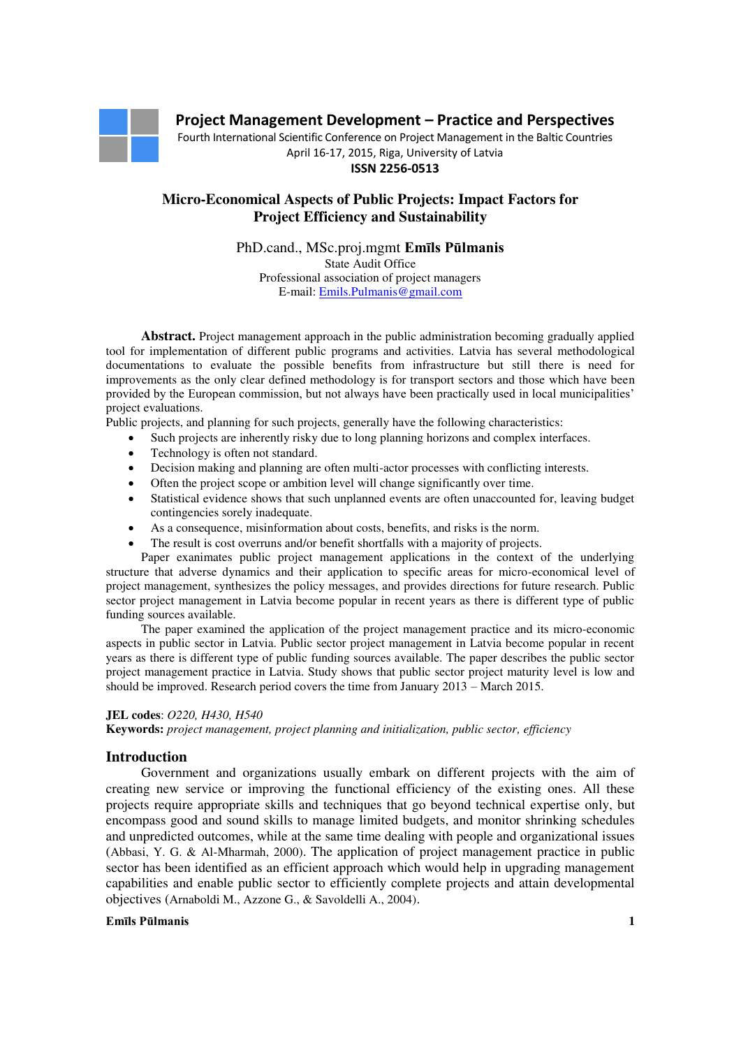**Project Management Development – Practice and Perspectives**
Fourth International Scientific Conference on Project Management in the Baltic Countries
April 16-17, 2015, Riga, University of Latvia
**ISSN 2256-0513**

# Micro-Economical Aspects of Public Projects: Impact Factors for Project Efficiency and Sustainability

PhD.cand., MSc.proj.mgmt **Emīls Pūlmanis**
State Audit Office
Professional association of project managers
E-mail: Emils.Pulmanis@gmail.com

**Abstract.** Project management approach in the public administration becoming gradually applied tool for implementation of different public programs and activities. Latvia has several methodological documentations to evaluate the possible benefits from infrastructure but still there is need for improvements as the only clear defined methodology is for transport sectors and those which have been provided by the European commission, but not always have been practically used in local municipalities' project evaluations.

Public projects, and planning for such projects, generally have the following characteristics:

- Such projects are inherently risky due to long planning horizons and complex interfaces.
- Technology is often not standard.
- Decision making and planning are often multi-actor processes with conflicting interests.
- Often the project scope or ambition level will change significantly over time.
- Statistical evidence shows that such unplanned events are often unaccounted for, leaving budget contingencies sorely inadequate.
- As a consequence, misinformation about costs, benefits, and risks is the norm.
- The result is cost overruns and/or benefit shortfalls with a majority of projects.

Paper exanimates public project management applications in the context of the underlying structure that adverse dynamics and their application to specific areas for micro-economical level of project management, synthesizes the policy messages, and provides directions for future research. Public sector project management in Latvia become popular in recent years as there is different type of public funding sources available.

The paper examined the application of the project management practice and its micro-economic aspects in public sector in Latvia. Public sector project management in Latvia become popular in recent years as there is different type of public funding sources available. The paper describes the public sector project management practice in Latvia. Study shows that public sector project maturity level is low and should be improved. Research period covers the time from January 2013 – March 2015.

**JEL codes**: *O220, H430, H540*
**Keywords:** *project management, project planning and initialization, public sector, efficiency*

## Introduction

Government and organizations usually embark on different projects with the aim of creating new service or improving the functional efficiency of the existing ones. All these projects require appropriate skills and techniques that go beyond technical expertise only, but encompass good and sound skills to manage limited budgets, and monitor shrinking schedules and unpredicted outcomes, while at the same time dealing with people and organizational issues (Abbasi, Y. G. & Al-Mharmah, 2000). The application of project management practice in public sector has been identified as an efficient approach which would help in upgrading management capabilities and enable public sector to efficiently complete projects and attain developmental objectives (Arnaboldi M., Azzone G., & Savoldelli A., 2004).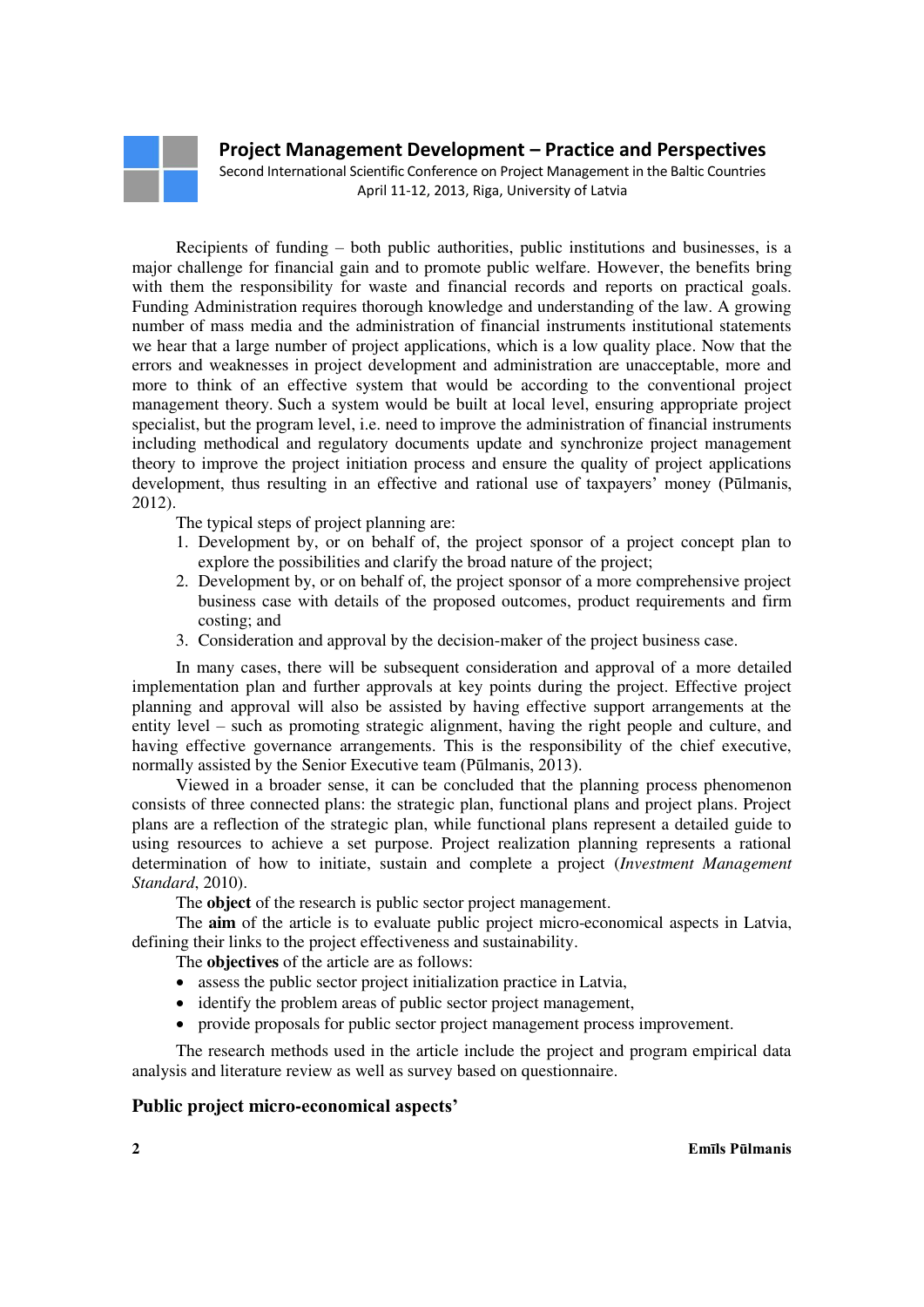Recipients of funding – both public authorities, public institutions and businesses, is a major challenge for financial gain and to promote public welfare. However, the benefits bring with them the responsibility for waste and financial records and reports on practical goals. Funding Administration requires thorough knowledge and understanding of the law. A growing number of mass media and the administration of financial instruments institutional statements we hear that a large number of project applications, which is a low quality place. Now that the errors and weaknesses in project development and administration are unacceptable, more and more to think of an effective system that would be according to the conventional project management theory. Such a system would be built at local level, ensuring appropriate project specialist, but the program level, i.e. need to improve the administration of financial instruments including methodical and regulatory documents update and synchronize project management theory to improve the project initiation process and ensure the quality of project applications development, thus resulting in an effective and rational use of taxpayers' money (Pūlmanis, 2012).

The typical steps of project planning are:

1. Development by, or on behalf of, the project sponsor of a project concept plan to explore the possibilities and clarify the broad nature of the project;
2. Development by, or on behalf of, the project sponsor of a more comprehensive project business case with details of the proposed outcomes, product requirements and firm costing; and
3. Consideration and approval by the decision-maker of the project business case.

In many cases, there will be subsequent consideration and approval of a more detailed implementation plan and further approvals at key points during the project. Effective project planning and approval will also be assisted by having effective support arrangements at the entity level – such as promoting strategic alignment, having the right people and culture, and having effective governance arrangements. This is the responsibility of the chief executive, normally assisted by the Senior Executive team (Pūlmanis, 2013).

Viewed in a broader sense, it can be concluded that the planning process phenomenon consists of three connected plans: the strategic plan, functional plans and project plans. Project plans are a reflection of the strategic plan, while functional plans represent a detailed guide to using resources to achieve a set purpose. Project realization planning represents a rational determination of how to initiate, sustain and complete a project (*Investment Management Standard*, 2010).

The **object** of the research is public sector project management.

The **aim** of the article is to evaluate public project micro-economical aspects in Latvia, defining their links to the project effectiveness and sustainability.

The **objectives** of the article are as follows:

- assess the public sector project initialization practice in Latvia,
- identify the problem areas of public sector project management,
- provide proposals for public sector project management process improvement.

The research methods used in the article include the project and program empirical data analysis and literature review as well as survey based on questionnaire.

## Public project micro-economical aspects'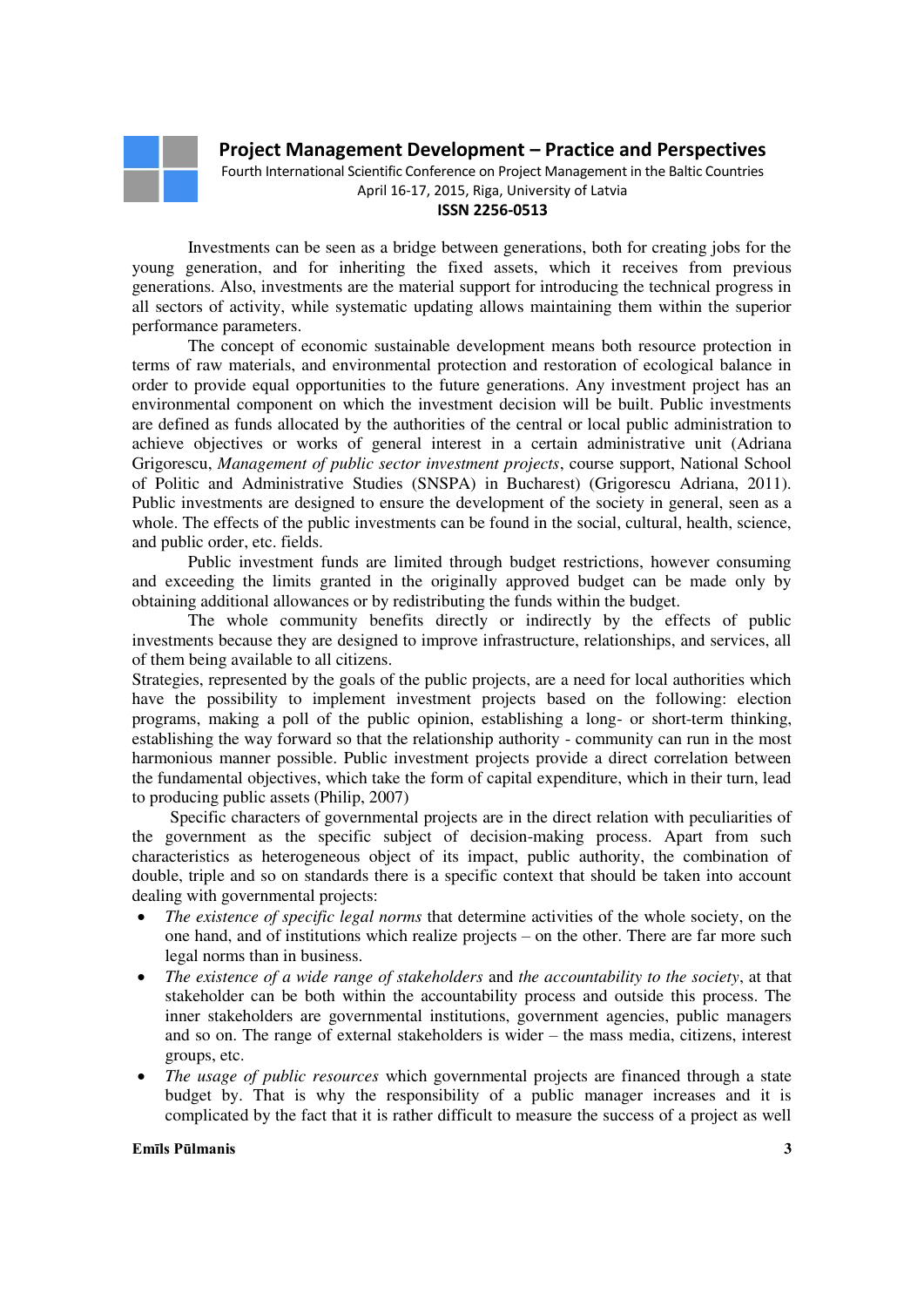Investments can be seen as a bridge between generations, both for creating jobs for the young generation, and for inheriting the fixed assets, which it receives from previous generations. Also, investments are the material support for introducing the technical progress in all sectors of activity, while systematic updating allows maintaining them within the superior performance parameters.

The concept of economic sustainable development means both resource protection in terms of raw materials, and environmental protection and restoration of ecological balance in order to provide equal opportunities to the future generations. Any investment project has an environmental component on which the investment decision will be built. Public investments are defined as funds allocated by the authorities of the central or local public administration to achieve objectives or works of general interest in a certain administrative unit (Adriana Grigorescu, *Management of public sector investment projects*, course support, National School of Politic and Administrative Studies (SNSPA) in Bucharest) (Grigorescu Adriana, 2011). Public investments are designed to ensure the development of the society in general, seen as a whole. The effects of the public investments can be found in the social, cultural, health, science, and public order, etc. fields.

Public investment funds are limited through budget restrictions, however consuming and exceeding the limits granted in the originally approved budget can be made only by obtaining additional allowances or by redistributing the funds within the budget.

The whole community benefits directly or indirectly by the effects of public investments because they are designed to improve infrastructure, relationships, and services, all of them being available to all citizens.

Strategies, represented by the goals of the public projects, are a need for local authorities which have the possibility to implement investment projects based on the following: election programs, making a poll of the public opinion, establishing a long- or short-term thinking, establishing the way forward so that the relationship authority - community can run in the most harmonious manner possible. Public investment projects provide a direct correlation between the fundamental objectives, which take the form of capital expenditure, which in their turn, lead to producing public assets (Philip, 2007)

Specific characters of governmental projects are in the direct relation with peculiarities of the government as the specific subject of decision-making process. Apart from such characteristics as heterogeneous object of its impact, public authority, the combination of double, triple and so on standards there is a specific context that should be taken into account dealing with governmental projects:

- *The existence of specific legal norms* that determine activities of the whole society, on the one hand, and of institutions which realize projects – on the other. There are far more such legal norms than in business.
- *The existence of a wide range of stakeholders* and *the accountability to the society*, at that stakeholder can be both within the accountability process and outside this process. The inner stakeholders are governmental institutions, government agencies, public managers and so on. The range of external stakeholders is wider – the mass media, citizens, interest groups, etc.
- *The usage of public resources* which governmental projects are financed through a state budget by. That is why the responsibility of a public manager increases and it is complicated by the fact that it is rather difficult to measure the success of a project as well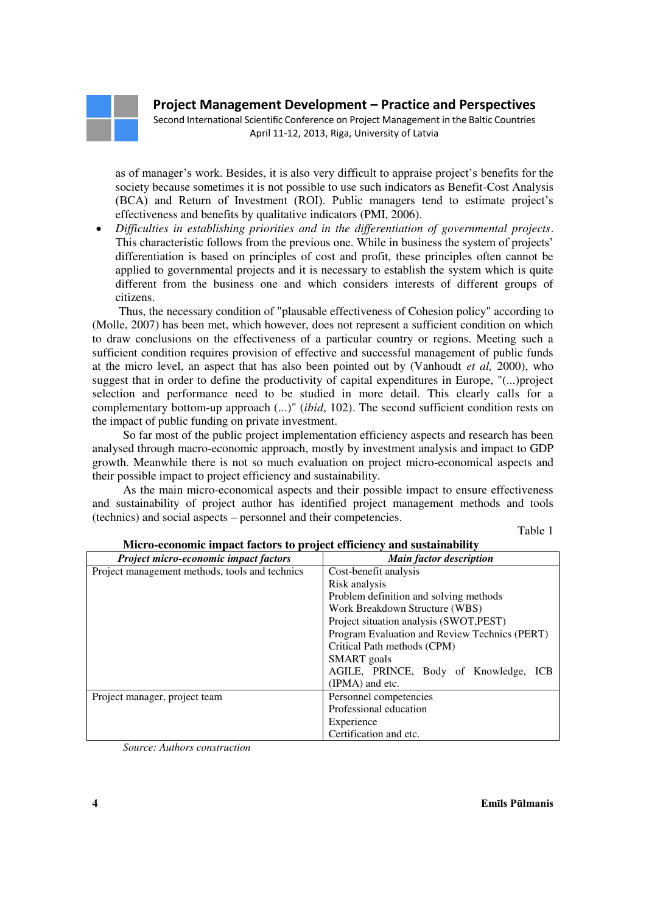as of manager's work. Besides, it is also very difficult to appraise project's benefits for the society because sometimes it is not possible to use such indicators as Benefit-Cost Analysis (BCA) and Return of Investment (ROI). Public managers tend to estimate project's effectiveness and benefits by qualitative indicators (PMI, 2006).

- *Difficulties in establishing priorities and in the differentiation of governmental projects*. This characteristic follows from the previous one. While in business the system of projects' differentiation is based on principles of cost and profit, these principles often cannot be applied to governmental projects and it is necessary to establish the system which is quite different from the business one and which considers interests of different groups of citizens.

Thus, the necessary condition of "plausable effectiveness of Cohesion policy" according to (Molle, 2007) has been met, which however, does not represent a sufficient condition on which to draw conclusions on the effectiveness of a particular country or regions. Meeting such a sufficient condition requires provision of effective and successful management of public funds at the micro level, an aspect that has also been pointed out by (Vanhoudt *et al,* 2000), who suggest that in order to define the productivity of capital expenditures in Europe, "(...)project selection and performance need to be studied in more detail. This clearly calls for a complementary bottom-up approach (...)" (*ibid*, 102). The second sufficient condition rests on the impact of public funding on private investment.

So far most of the public project implementation efficiency aspects and research has been analysed through macro-economic approach, mostly by investment analysis and impact to GDP growth. Meanwhile there is not so much evaluation on project micro-economical aspects and their possible impact to project efficiency and sustainability.

As the main micro-economical aspects and their possible impact to ensure effectiveness and sustainability of project author has identified project management methods and tools (technics) and social aspects – personnel and their competencies.

Table 1

**Micro-economic impact factors to project efficiency and sustainability**

| ***Project micro-economic impact factors*** | ***Main factor description*** |
|---|---|
| Project management methods, tools and technics | Cost-benefit analysis<br>Risk analysis<br>Problem definition and solving methods<br>Work Breakdown Structure (WBS)<br>Project situation analysis (SWOT,PEST)<br>Program Evaluation and Review Technics (PERT)<br>Critical Path methods (CPM)<br>SMART goals<br>AGILE, PRINCE, Body of Knowledge, ICB (IPMA) and etc. |
| Project manager, project team | Personnel competencies<br>Professional education<br>Experience<br>Certification and etc. |

*Source: Authors construction*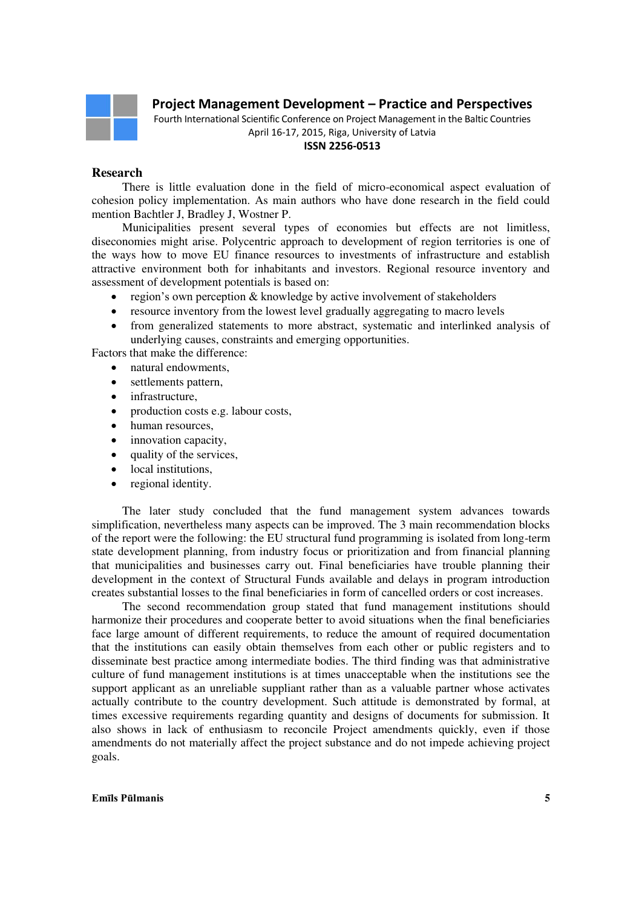## Research

There is little evaluation done in the field of micro-economical aspect evaluation of cohesion policy implementation. As main authors who have done research in the field could mention Bachtler J, Bradley J, Wostner P.

Municipalities present several types of economies but effects are not limitless, diseconomies might arise. Polycentric approach to development of region territories is one of the ways how to move EU finance resources to investments of infrastructure and establish attractive environment both for inhabitants and investors. Regional resource inventory and assessment of development potentials is based on:

- region's own perception & knowledge by active involvement of stakeholders
- resource inventory from the lowest level gradually aggregating to macro levels
- from generalized statements to more abstract, systematic and interlinked analysis of underlying causes, constraints and emerging opportunities.

Factors that make the difference:

- natural endowments,
- settlements pattern,
- infrastructure,
- production costs e.g. labour costs,
- human resources,
- innovation capacity,
- quality of the services,
- local institutions,
- regional identity.

The later study concluded that the fund management system advances towards simplification, nevertheless many aspects can be improved. The 3 main recommendation blocks of the report were the following: the EU structural fund programming is isolated from long-term state development planning, from industry focus or prioritization and from financial planning that municipalities and businesses carry out. Final beneficiaries have trouble planning their development in the context of Structural Funds available and delays in program introduction creates substantial losses to the final beneficiaries in form of cancelled orders or cost increases.

The second recommendation group stated that fund management institutions should harmonize their procedures and cooperate better to avoid situations when the final beneficiaries face large amount of different requirements, to reduce the amount of required documentation that the institutions can easily obtain themselves from each other or public registers and to disseminate best practice among intermediate bodies. The third finding was that administrative culture of fund management institutions is at times unacceptable when the institutions see the support applicant as an unreliable suppliant rather than as a valuable partner whose activates actually contribute to the country development. Such attitude is demonstrated by formal, at times excessive requirements regarding quantity and designs of documents for submission. It also shows in lack of enthusiasm to reconcile Project amendments quickly, even if those amendments do not materially affect the project substance and do not impede achieving project goals.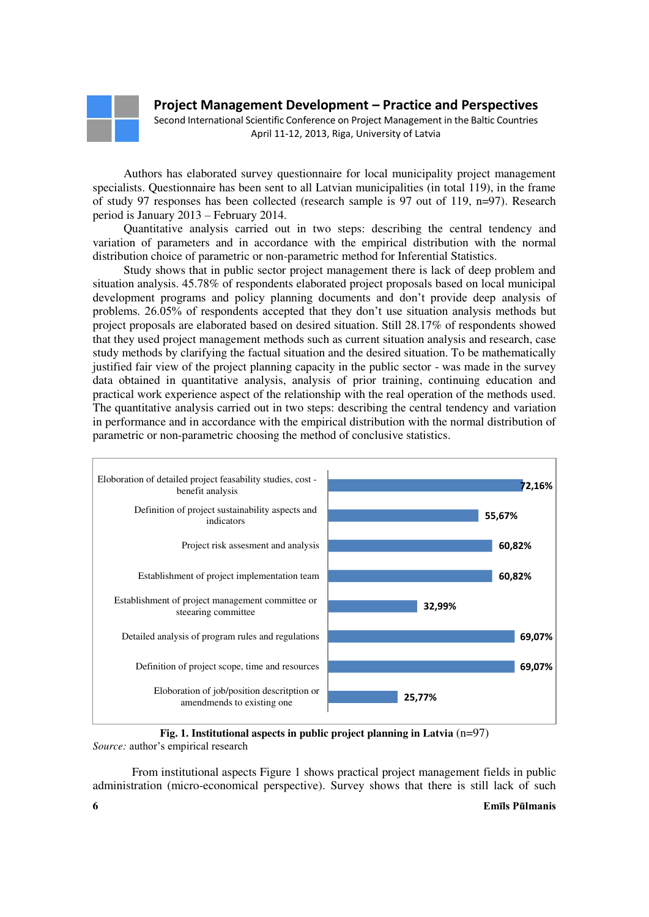Authors has elaborated survey questionnaire for local municipality project management specialists. Questionnaire has been sent to all Latvian municipalities (in total 119), in the frame of study 97 responses has been collected (research sample is 97 out of 119, n=97). Research period is January 2013 – February 2014.

Quantitative analysis carried out in two steps: describing the central tendency and variation of parameters and in accordance with the empirical distribution with the normal distribution choice of parametric or non-parametric method for Inferential Statistics.

Study shows that in public sector project management there is lack of deep problem and situation analysis. 45.78% of respondents elaborated project proposals based on local municipal development programs and policy planning documents and don't provide deep analysis of problems. 26.05% of respondents accepted that they don't use situation analysis methods but project proposals are elaborated based on desired situation. Still 28.17% of respondents showed that they used project management methods such as current situation analysis and research, case study methods by clarifying the factual situation and the desired situation. To be mathematically justified fair view of the project planning capacity in the public sector - was made in the survey data obtained in quantitative analysis, continuing education and practical work experience aspect of the relationship with the real operation of the methods used. The quantitative analysis carried out in two steps: describing the central tendency and variation in performance and in accordance with the empirical distribution with the normal distribution of parametric or non-parametric choosing the method of conclusive statistics.

| Institutional aspect | % |
|---|---|
| Eloboration of detailed project feasability studies, cost - benefit analysis | 72,16% |
| Definition of project sustainability aspects and indicators | 55,67% |
| Project risk assesment and analysis | 60,82% |
| Establishment of project implementation team | 60,82% |
| Establishment of project management committee or steearing committee | 32,99% |
| Detailed analysis of program rules and regulations | 69,07% |
| Definition of project scope, time and resources | 69,07% |
| Eloboration of job/position descritption or amendmends to existing one | 25,77% |

**Fig. 1. Institutional aspects in public project planning in Latvia** (n=97)

*Source:* author's empirical research

From institutional aspects Figure 1 shows practical project management fields in public administration (micro-economical perspective). Survey shows that there is still lack of such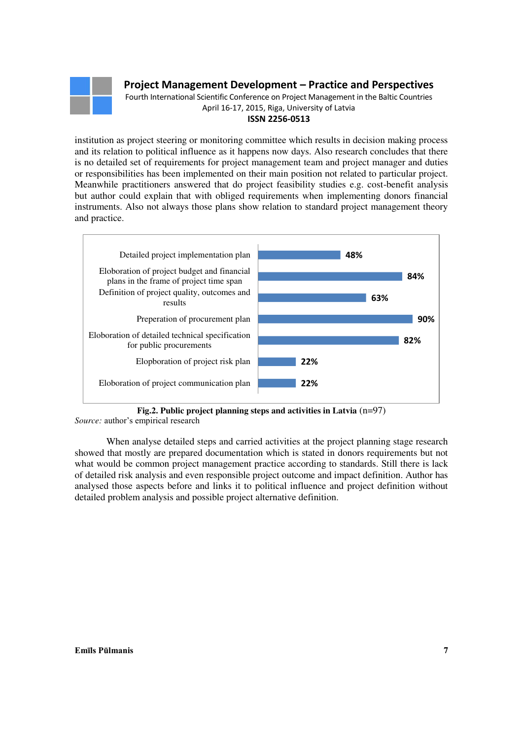institution as project steering or monitoring committee which results in decision making process and its relation to political influence as it happens now days. Also research concludes that there is no detailed set of requirements for project management team and project manager and duties or responsibilities has been implemented on their main position not related to particular project. Meanwhile practitioners answered that do project feasibility studies e.g. cost-benefit analysis but author could explain that with obliged requirements when implementing donors financial instruments. Also not always those plans show relation to standard project management theory and practice.

| Planning step / activity | Share |
| --- | --- |
| Detailed project implementation plan | 48% |
| Eloboration of project budget and financial plans in the frame of project time span | 84% |
| Definition of project quality, outcomes and results | 63% |
| Preperation of procurement plan | 90% |
| Eloboration of detailed technical specification for public procurements | 82% |
| Elopboration of project risk plan | 22% |
| Eloboration of project communication plan | 22% |

**Fig.2. Public project planning steps and activities in Latvia** (n=97)
*Source:* author's empirical research

When analyse detailed steps and carried activities at the project planning stage research showed that mostly are prepared documentation which is stated in donors requirements but not what would be common project management practice according to standards. Still there is lack of detailed risk analysis and even responsible project outcome and impact definition. Author has analysed those aspects before and links it to political influence and project definition without detailed problem analysis and possible project alternative definition.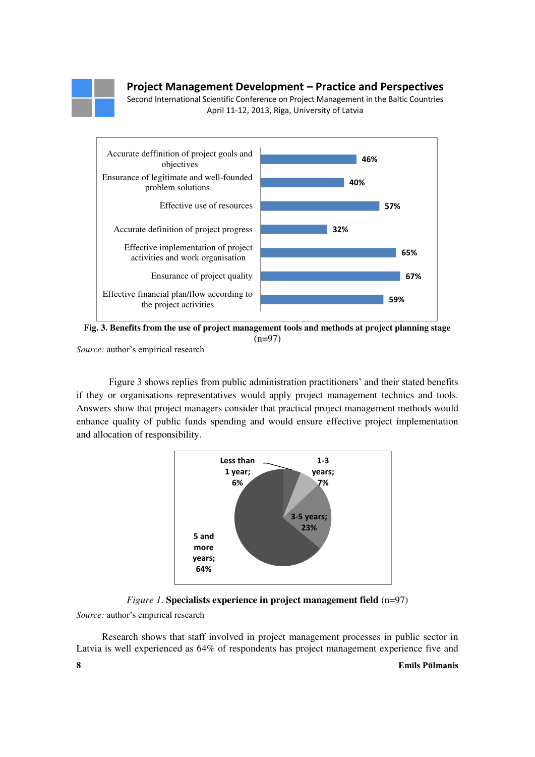| Benefit | Share |
|---|---|
| Accurate deffinition of project goals and objectives | 46% |
| Ensurance of legitimate and well-founded problem solutions | 40% |
| Effective use of resources | 57% |
| Accurate definition of project progress | 32% |
| Effective implementation of project activities and work organisation | 65% |
| Ensurance of project quality | 67% |
| Effective financial plan/flow according to the project activities | 59% |

**Fig. 3. Benefits from the use of project management tools and methods at project planning stage** (n=97)

*Source:* author's empirical research

Figure 3 shows replies from public administration practitioners' and their stated benefits if they or organisations representatives would apply project management technics and tools. Answers show that project managers consider that practical project management methods would enhance quality of public funds spending and would ensure effective project implementation and allocation of responsibility.

| Experience | Share |
|---|---|
| Less than 1 year | 6% |
| 1-3 years | 7% |
| 3-5 years | 23% |
| 5 and more years | 64% |

*Figure 1*. **Specialists experience in project management field** (n=97)

*Source:* author's empirical research

Research shows that staff involved in project management processes in public sector in Latvia is well experienced as 64% of respondents has project management experience five and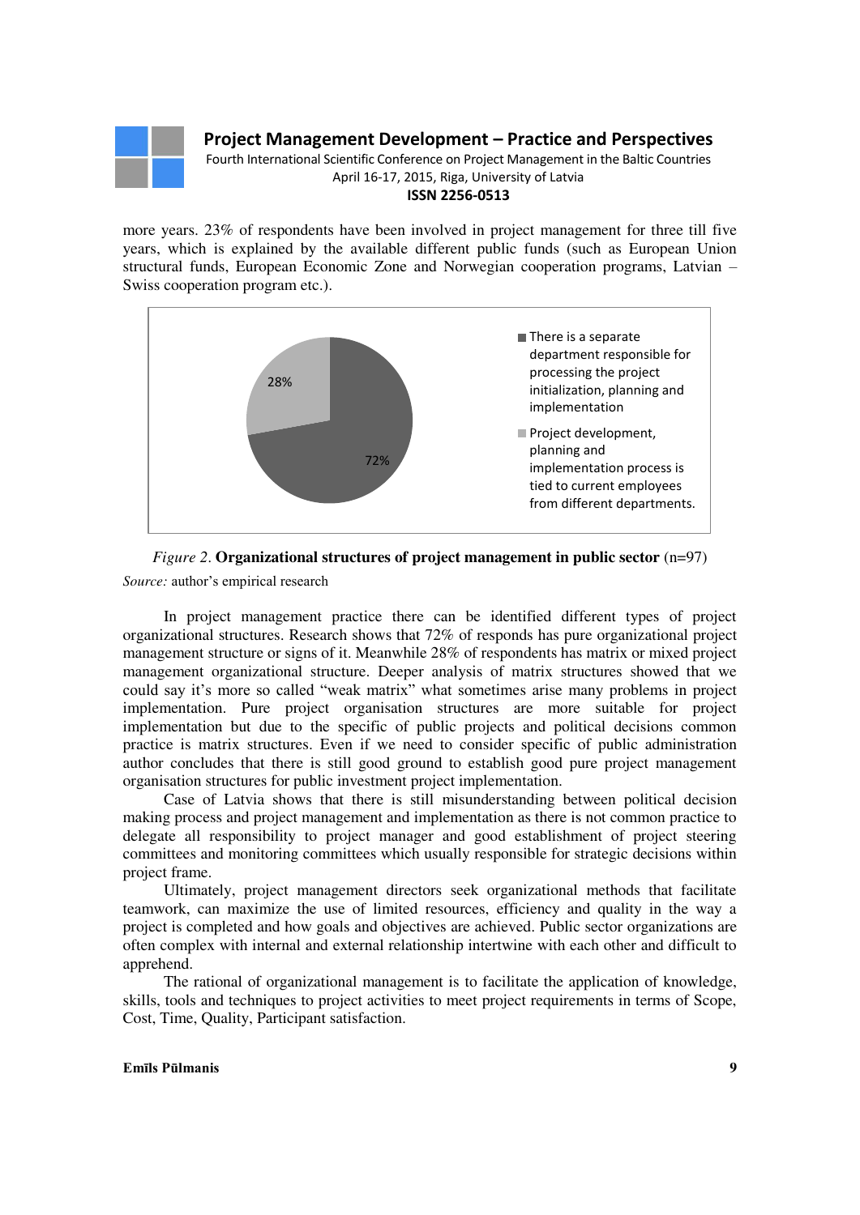more years. 23% of respondents have been involved in project management for three till five years, which is explained by the available different public funds (such as European Union structural funds, European Economic Zone and Norwegian cooperation programs, Latvian – Swiss cooperation program etc.).

*Figure 2*. **Organizational structures of project management in public sector** (n=97)

*Source:* author's empirical research

In project management practice there can be identified different types of project organizational structures. Research shows that 72% of responds has pure organizational project management structure or signs of it. Meanwhile 28% of respondents has matrix or mixed project management organizational structure. Deeper analysis of matrix structures showed that we could say it's more so called "weak matrix" what sometimes arise many problems in project implementation. Pure project organisation structures are more suitable for project implementation but due to the specific of public projects and political decisions common practice is matrix structures. Even if we need to consider specific of public administration author concludes that there is still good ground to establish good pure project management organisation structures for public investment project implementation.

Case of Latvia shows that there is still misunderstanding between political decision making process and project management and implementation as there is not common practice to delegate all responsibility to project manager and good establishment of project steering committees and monitoring committees which usually responsible for strategic decisions within project frame.

Ultimately, project management directors seek organizational methods that facilitate teamwork, can maximize the use of limited resources, efficiency and quality in the way a project is completed and how goals and objectives are achieved. Public sector organizations are often complex with internal and external relationship intertwine with each other and difficult to apprehend.

The rational of organizational management is to facilitate the application of knowledge, skills, tools and techniques to project activities to meet project requirements in terms of Scope, Cost, Time, Quality, Participant satisfaction.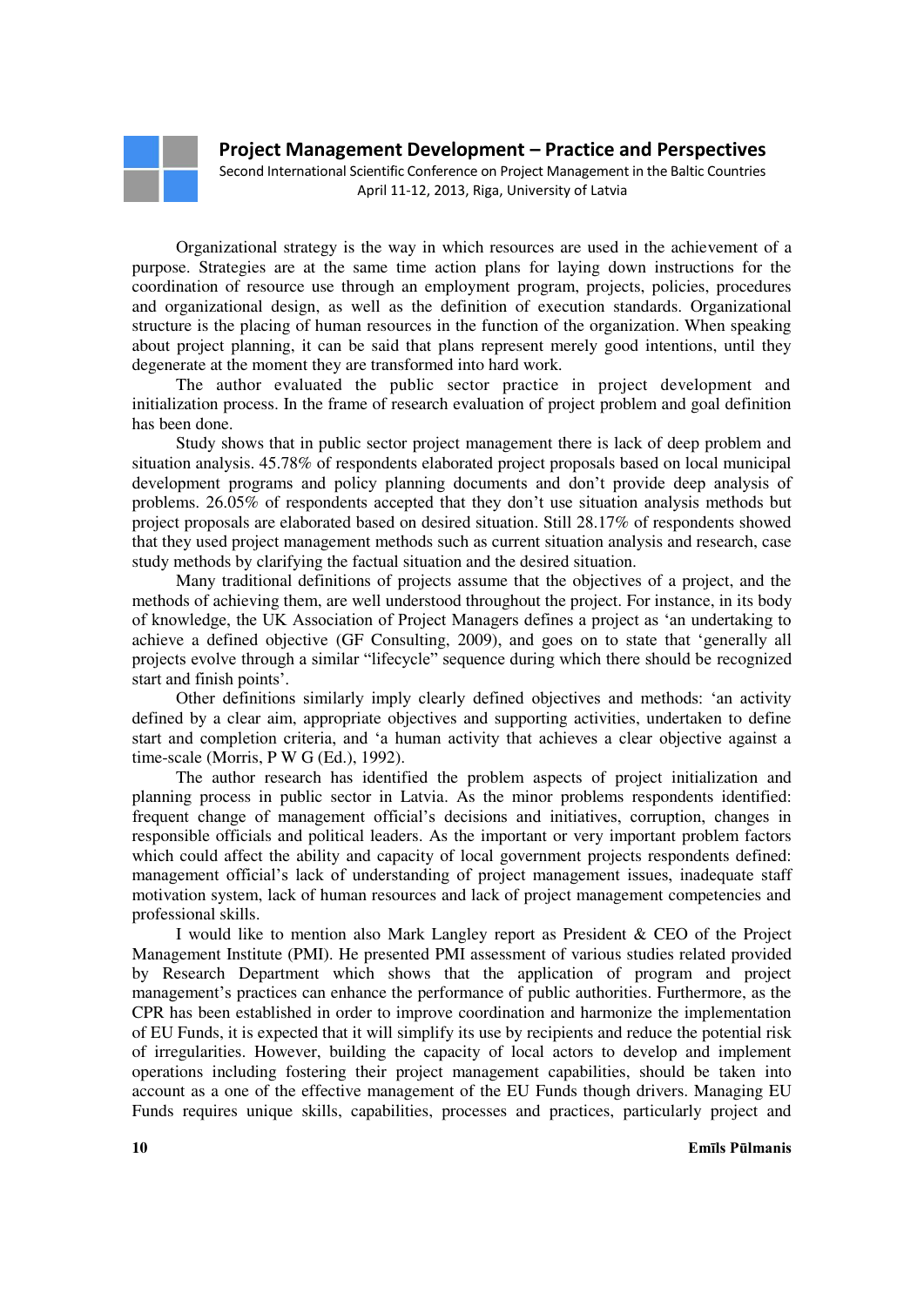Organizational strategy is the way in which resources are used in the achievement of a purpose. Strategies are at the same time action plans for laying down instructions for the coordination of resource use through an employment program, projects, policies, procedures and organizational design, as well as the definition of execution standards. Organizational structure is the placing of human resources in the function of the organization. When speaking about project planning, it can be said that plans represent merely good intentions, until they degenerate at the moment they are transformed into hard work.

The author evaluated the public sector practice in project development and initialization process. In the frame of research evaluation of project problem and goal definition has been done.

Study shows that in public sector project management there is lack of deep problem and situation analysis. 45.78% of respondents elaborated project proposals based on local municipal development programs and policy planning documents and don't provide deep analysis of problems. 26.05% of respondents accepted that they don't use situation analysis methods but project proposals are elaborated based on desired situation. Still 28.17% of respondents showed that they used project management methods such as current situation analysis and research, case study methods by clarifying the factual situation and the desired situation.

Many traditional definitions of projects assume that the objectives of a project, and the methods of achieving them, are well understood throughout the project. For instance, in its body of knowledge, the UK Association of Project Managers defines a project as 'an undertaking to achieve a defined objective (GF Consulting, 2009), and goes on to state that 'generally all projects evolve through a similar "lifecycle" sequence during which there should be recognized start and finish points'.

Other definitions similarly imply clearly defined objectives and methods: 'an activity defined by a clear aim, appropriate objectives and supporting activities, undertaken to define start and completion criteria, and 'a human activity that achieves a clear objective against a time-scale (Morris, P W G (Ed.), 1992).

The author research has identified the problem aspects of project initialization and planning process in public sector in Latvia. As the minor problems respondents identified: frequent change of management official's decisions and initiatives, corruption, changes in responsible officials and political leaders. As the important or very important problem factors which could affect the ability and capacity of local government projects respondents defined: management official's lack of understanding of project management issues, inadequate staff motivation system, lack of human resources and lack of project management competencies and professional skills.

I would like to mention also Mark Langley report as President & CEO of the Project Management Institute (PMI). He presented PMI assessment of various studies related provided by Research Department which shows that the application of program and project management's practices can enhance the performance of public authorities. Furthermore, as the CPR has been established in order to improve coordination and harmonize the implementation of EU Funds, it is expected that it will simplify its use by recipients and reduce the potential risk of irregularities. However, building the capacity of local actors to develop and implement operations including fostering their project management capabilities, should be taken into account as a one of the effective management of the EU Funds though drivers. Managing EU Funds requires unique skills, capabilities, processes and practices, particularly project and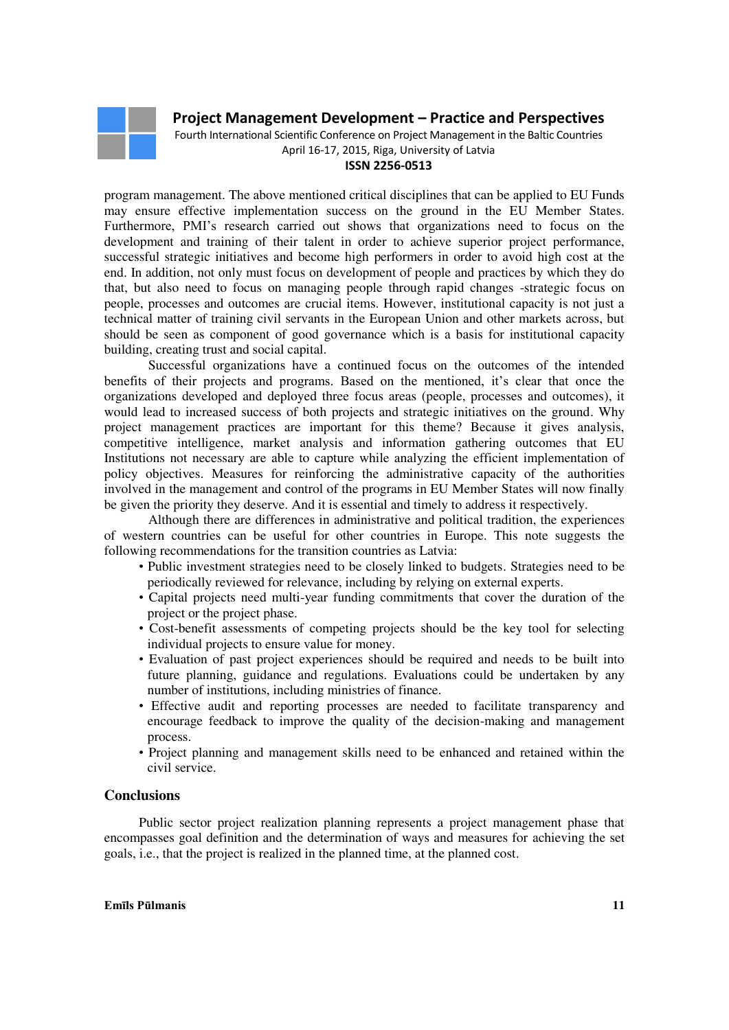program management. The above mentioned critical disciplines that can be applied to EU Funds may ensure effective implementation success on the ground in the EU Member States. Furthermore, PMI's research carried out shows that organizations need to focus on the development and training of their talent in order to achieve superior project performance, successful strategic initiatives and become high performers in order to avoid high cost at the end. In addition, not only must focus on development of people and practices by which they do that, but also need to focus on managing people through rapid changes -strategic focus on people, processes and outcomes are crucial items. However, institutional capacity is not just a technical matter of training civil servants in the European Union and other markets across, but should be seen as component of good governance which is a basis for institutional capacity building, creating trust and social capital.

Successful organizations have a continued focus on the outcomes of the intended benefits of their projects and programs. Based on the mentioned, it's clear that once the organizations developed and deployed three focus areas (people, processes and outcomes), it would lead to increased success of both projects and strategic initiatives on the ground. Why project management practices are important for this theme? Because it gives analysis, competitive intelligence, market analysis and information gathering outcomes that EU Institutions not necessary are able to capture while analyzing the efficient implementation of policy objectives. Measures for reinforcing the administrative capacity of the authorities involved in the management and control of the programs in EU Member States will now finally be given the priority they deserve. And it is essential and timely to address it respectively.

Although there are differences in administrative and political tradition, the experiences of western countries can be useful for other countries in Europe. This note suggests the following recommendations for the transition countries as Latvia:

- Public investment strategies need to be closely linked to budgets. Strategies need to be periodically reviewed for relevance, including by relying on external experts.
- Capital projects need multi-year funding commitments that cover the duration of the project or the project phase.
- Cost-benefit assessments of competing projects should be the key tool for selecting individual projects to ensure value for money.
- Evaluation of past project experiences should be required and needs to be built into future planning, guidance and regulations. Evaluations could be undertaken by any number of institutions, including ministries of finance.
- Effective audit and reporting processes are needed to facilitate transparency and encourage feedback to improve the quality of the decision-making and management process.
- Project planning and management skills need to be enhanced and retained within the civil service.

## Conclusions

Public sector project realization planning represents a project management phase that encompasses goal definition and the determination of ways and measures for achieving the set goals, i.e., that the project is realized in the planned time, at the planned cost.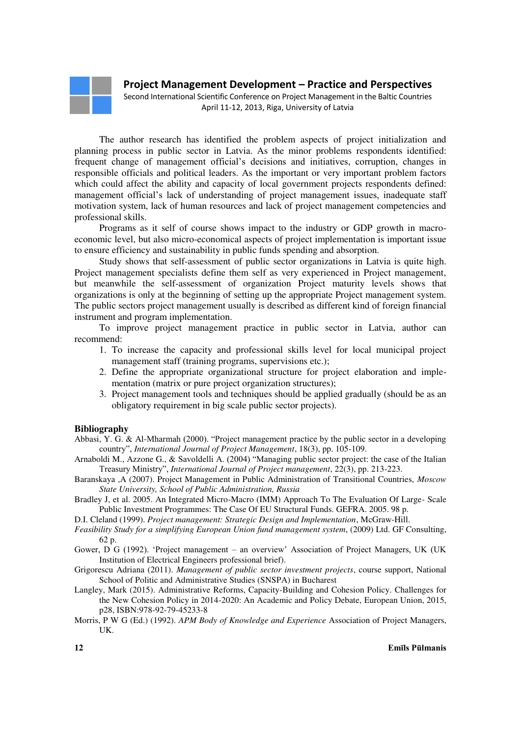The author research has identified the problem aspects of project initialization and planning process in public sector in Latvia. As the minor problems respondents identified: frequent change of management official's decisions and initiatives, corruption, changes in responsible officials and political leaders. As the important or very important problem factors which could affect the ability and capacity of local government projects respondents defined: management official's lack of understanding of project management issues, inadequate staff motivation system, lack of human resources and lack of project management competencies and professional skills.

Programs as it self of course shows impact to the industry or GDP growth in macro-economic level, but also micro-economical aspects of project implementation is important issue to ensure efficiency and sustainability in public funds spending and absorption.

Study shows that self-assessment of public sector organizations in Latvia is quite high. Project management specialists define them self as very experienced in Project management, but meanwhile the self-assessment of organization Project maturity levels shows that organizations is only at the beginning of setting up the appropriate Project management system. The public sectors project management usually is described as different kind of foreign financial instrument and program implementation.

To improve project management practice in public sector in Latvia, author can recommend:

1. To increase the capacity and professional skills level for local municipal project management staff (training programs, supervisions etc.);
2. Define the appropriate organizational structure for project elaboration and implementation (matrix or pure project organization structures);
3. Project management tools and techniques should be applied gradually (should be as an obligatory requirement in big scale public sector projects).

## Bibliography

Abbasi, Y. G. & Al-Mharmah (2000). "Project management practice by the public sector in a developing country", *International Journal of Project Management*, 18(3), pp. 105-109.

Arnaboldi M., Azzone G., & Savoldelli A. (2004) "Managing public sector project: the case of the Italian Treasury Ministry", *International Journal of Project management*, 22(3), pp. 213-223.

Baranskaya ,A (2007). Project Management in Public Administration of Transitional Countries, *Moscow State University, School of Public Administration, Russia*

Bradley J, et al. 2005. An Integrated Micro-Macro (IMM) Approach To The Evaluation Of Large- Scale Public Investment Programmes: The Case Of EU Structural Funds. GEFRA. 2005. 98 p.

D.I. Cleland (1999). *Project management: Strategic Design and Implementation*, McGraw-Hill.

*Feasibility Study for a simplifying European Union fund management system*, (2009) Ltd. GF Consulting, 62 p.

Gower, D G (1992). 'Project management – an overview' Association of Project Managers, UK (UK Institution of Electrical Engineers professional brief).

Grigorescu Adriana (2011). *Management of public sector investment projects*, course support, National School of Politic and Administrative Studies (SNSPA) in Bucharest

Langley, Mark (2015). Administrative Reforms, Capacity-Building and Cohesion Policy. Challenges for the New Cohesion Policy in 2014-2020: An Academic and Policy Debate, European Union, 2015, p28, ISBN:978-92-79-45233-8

Morris, P W G (Ed.) (1992). *APM Body of Knowledge and Experience* Association of Project Managers, UK.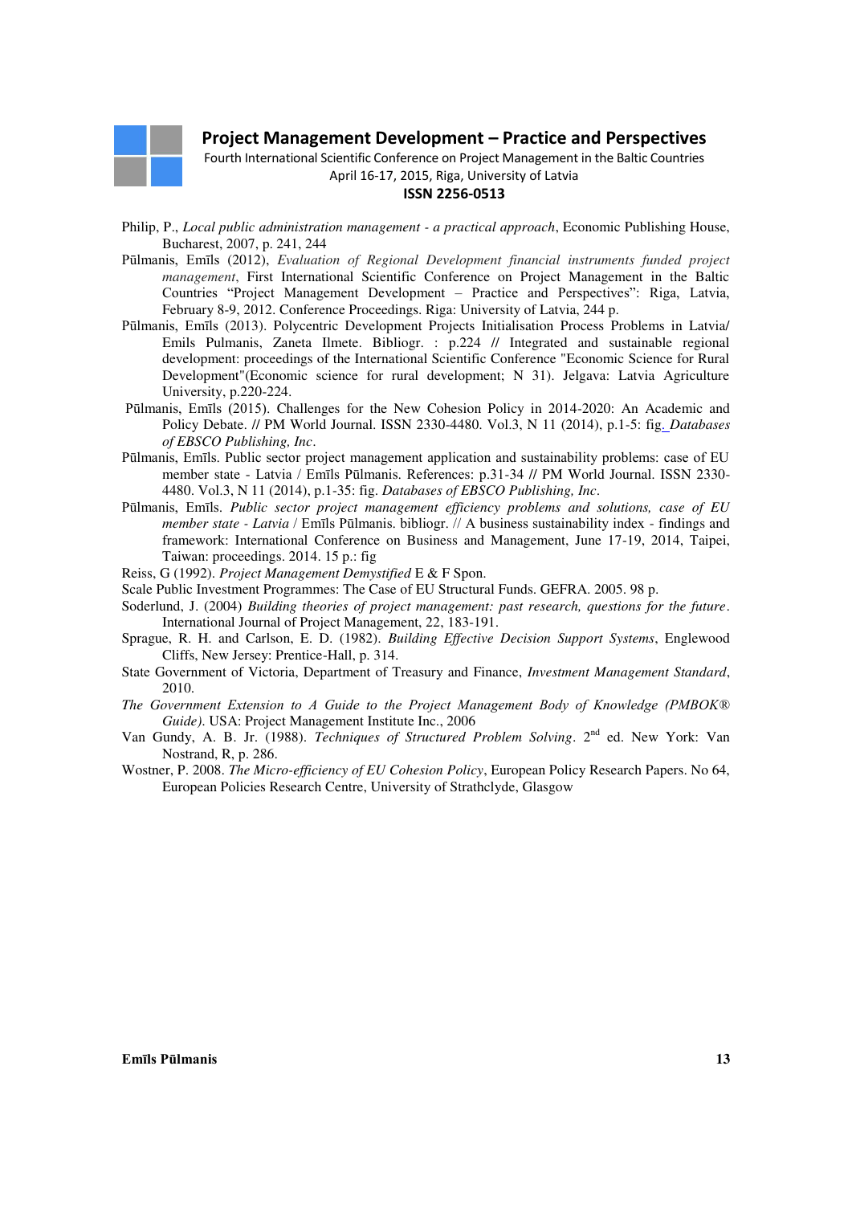Philip, P., *Local public administration management - a practical approach*, Economic Publishing House, Bucharest, 2007, p. 241, 244

Pūlmanis, Emīls (2012), *Evaluation of Regional Development financial instruments funded project management*, First International Scientific Conference on Project Management in the Baltic Countries "Project Management Development – Practice and Perspectives": Riga, Latvia, February 8-9, 2012. Conference Proceedings. Riga: University of Latvia, 244 p.

Pūlmanis, Emīls (2013). Polycentric Development Projects Initialisation Process Problems in Latvia/ Emils Pulmanis, Zaneta Ilmete. Bibliogr. : p.224 // Integrated and sustainable regional development: proceedings of the International Scientific Conference "Economic Science for Rural Development"(Economic science for rural development; N 31). Jelgava: Latvia Agriculture University, p.220-224.

Pūlmanis, Emīls (2015). Challenges for the New Cohesion Policy in 2014-2020: An Academic and Policy Debate. // PM World Journal. ISSN 2330-4480. Vol.3, N 11 (2014), p.1-5: fig. *Databases of EBSCO Publishing, Inc*.

Pūlmanis, Emīls. Public sector project management application and sustainability problems: case of EU member state - Latvia / Emīls Pūlmanis. References: p.31-34 // PM World Journal. ISSN 2330-4480. Vol.3, N 11 (2014), p.1-35: fig. *Databases of EBSCO Publishing, Inc*.

Pūlmanis, Emīls. *Public sector project management efficiency problems and solutions, case of EU member state - Latvia* / Emīls Pūlmanis. bibliogr. // A business sustainability index - findings and framework: International Conference on Business and Management, June 17-19, 2014, Taipei, Taiwan: proceedings. 2014. 15 p.: fig

Reiss, G (1992). *Project Management Demystified* E & F Spon.

Scale Public Investment Programmes: The Case of EU Structural Funds. GEFRA. 2005. 98 p.

Soderlund, J. (2004) *Building theories of project management: past research, questions for the future*. International Journal of Project Management, 22, 183-191.

Sprague, R. H. and Carlson, E. D. (1982). *Building Effective Decision Support Systems*, Englewood Cliffs, New Jersey: Prentice-Hall, p. 314.

State Government of Victoria, Department of Treasury and Finance, *Investment Management Standard*, 2010.

*The Government Extension to A Guide to the Project Management Body of Knowledge (PMBOK® Guide)*. USA: Project Management Institute Inc., 2006

Van Gundy, A. B. Jr. (1988). *Techniques of Structured Problem Solving*. 2nd ed. New York: Van Nostrand, R, p. 286.

Wostner, P. 2008. *The Micro-efficiency of EU Cohesion Policy*, European Policy Research Papers. No 64, European Policies Research Centre, University of Strathclyde, Glasgow